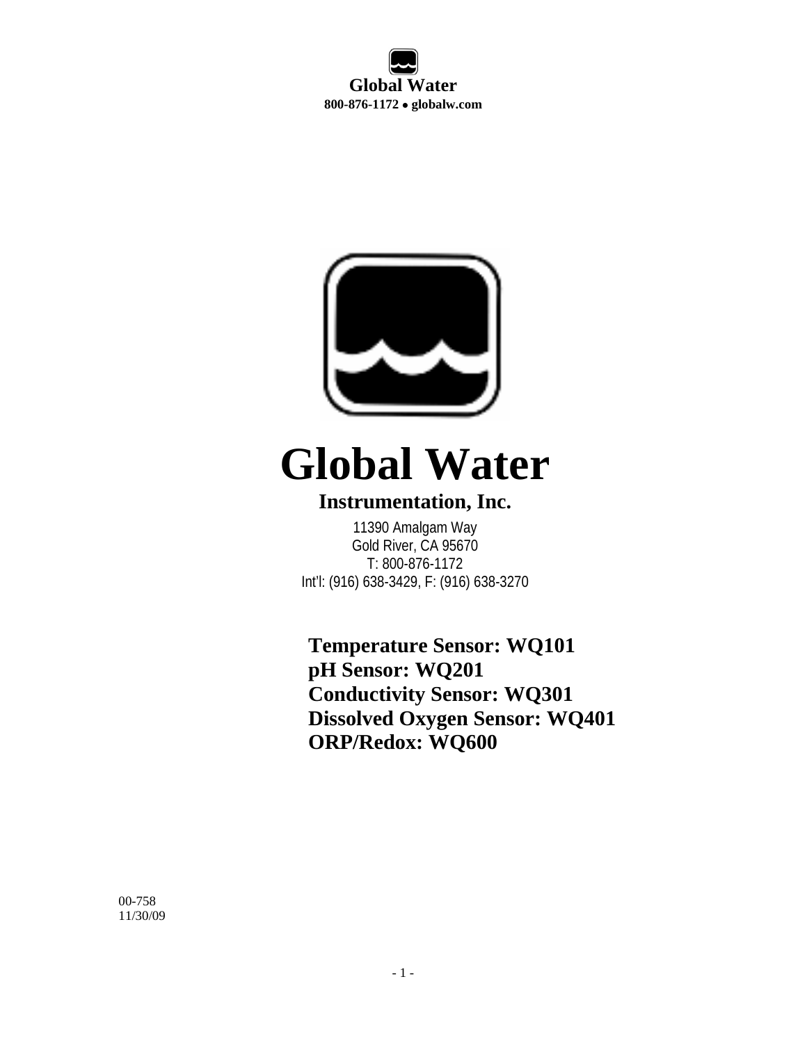**Global Water**
**800-876-1172 ● globalw.com**

# Global Water

## Instrumentation, Inc.

11390 Amalgam Way
Gold River, CA 95670
T: 800-876-1172
Int'l: (916) 638-3429, F: (916) 638-3270

**Temperature Sensor: WQ101**
**pH Sensor: WQ201**
**Conductivity Sensor: WQ301**
**Dissolved Oxygen Sensor: WQ401**
**ORP/Redox: WQ600**

00-758
11/30/09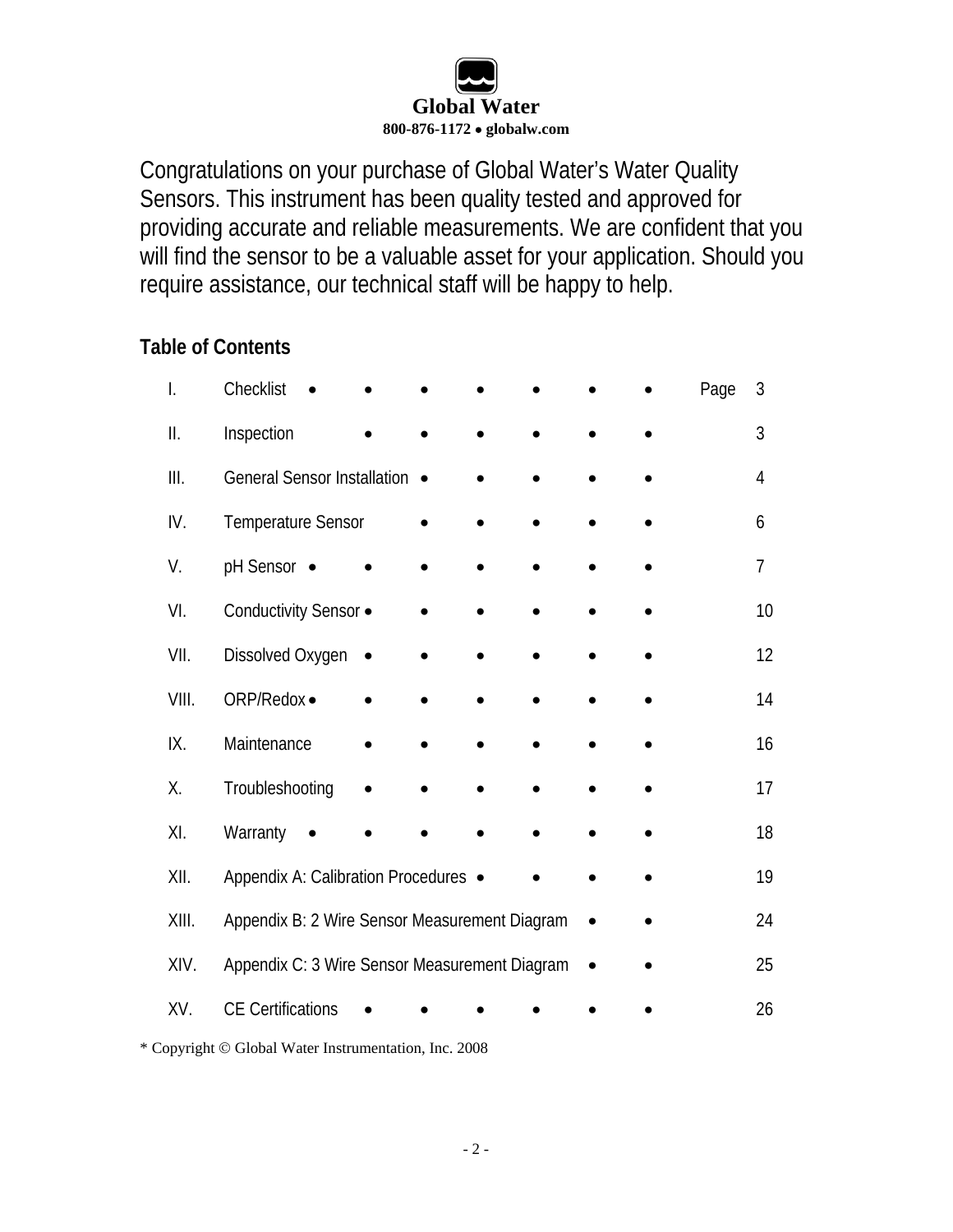**Global Water**
**800-876-1172 • globalw.com**

Congratulations on your purchase of Global Water's Water Quality Sensors. This instrument has been quality tested and approved for providing accurate and reliable measurements. We are confident that you will find the sensor to be a valuable asset for your application. Should you require assistance, our technical staff will be happy to help.

## Table of Contents

| | | Page |
|---|---|---|
| I. | Checklist | 3 |
| II. | Inspection | 3 |
| III. | General Sensor Installation | 4 |
| IV. | Temperature Sensor | 6 |
| V. | pH Sensor | 7 |
| VI. | Conductivity Sensor | 10 |
| VII. | Dissolved Oxygen | 12 |
| VIII. | ORP/Redox | 14 |
| IX. | Maintenance | 16 |
| X. | Troubleshooting | 17 |
| XI. | Warranty | 18 |
| XII. | Appendix A: Calibration Procedures | 19 |
| XIII. | Appendix B: 2 Wire Sensor Measurement Diagram | 24 |
| XIV. | Appendix C: 3 Wire Sensor Measurement Diagram | 25 |
| XV. | CE Certifications | 26 |

* Copyright © Global Water Instrumentation, Inc. 2008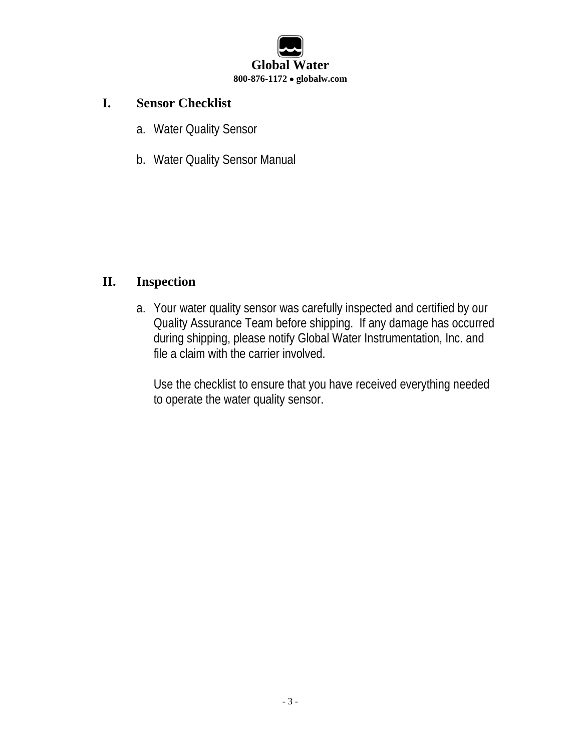## I. Sensor Checklist

a. Water Quality Sensor

b. Water Quality Sensor Manual

## II. Inspection

a. Your water quality sensor was carefully inspected and certified by our Quality Assurance Team before shipping. If any damage has occurred during shipping, please notify Global Water Instrumentation, Inc. and file a claim with the carrier involved.

   Use the checklist to ensure that you have received everything needed to operate the water quality sensor.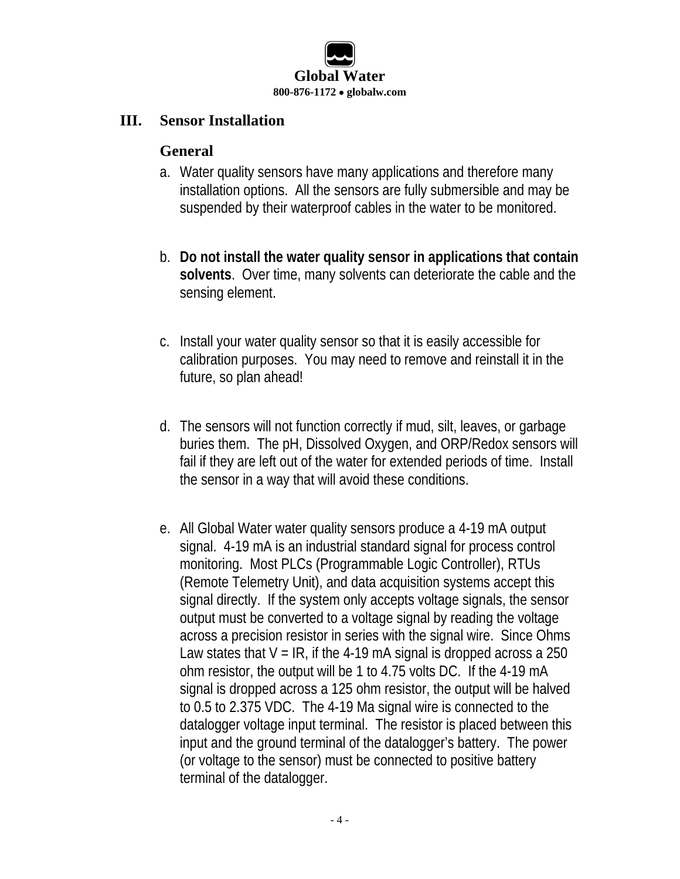## III. Sensor Installation

### General

a. Water quality sensors have many applications and therefore many installation options. All the sensors are fully submersible and may be suspended by their waterproof cables in the water to be monitored.

b. **Do not install the water quality sensor in applications that contain solvents**. Over time, many solvents can deteriorate the cable and the sensing element.

c. Install your water quality sensor so that it is easily accessible for calibration purposes. You may need to remove and reinstall it in the future, so plan ahead!

d. The sensors will not function correctly if mud, silt, leaves, or garbage buries them. The pH, Dissolved Oxygen, and ORP/Redox sensors will fail if they are left out of the water for extended periods of time. Install the sensor in a way that will avoid these conditions.

e. All Global Water water quality sensors produce a 4-19 mA output signal. 4-19 mA is an industrial standard signal for process control monitoring. Most PLCs (Programmable Logic Controller), RTUs (Remote Telemetry Unit), and data acquisition systems accept this signal directly. If the system only accepts voltage signals, the sensor output must be converted to a voltage signal by reading the voltage across a precision resistor in series with the signal wire. Since Ohms Law states that $V = IR$, if the 4-19 mA signal is dropped across a 250 ohm resistor, the output will be 1 to 4.75 volts DC. If the 4-19 mA signal is dropped across a 125 ohm resistor, the output will be halved to 0.5 to 2.375 VDC. The 4-19 Ma signal wire is connected to the datalogger voltage input terminal. The resistor is placed between this input and the ground terminal of the datalogger's battery. The power (or voltage to the sensor) must be connected to positive battery terminal of the datalogger.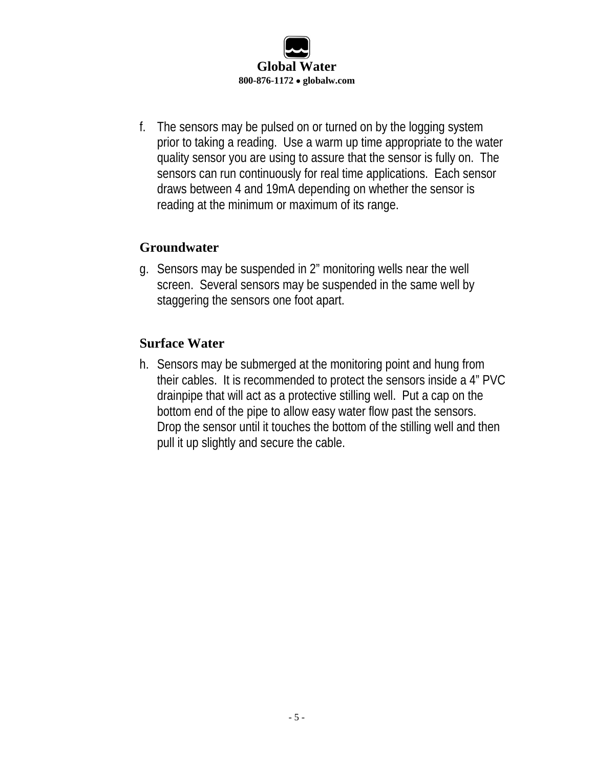f. The sensors may be pulsed on or turned on by the logging system prior to taking a reading. Use a warm up time appropriate to the water quality sensor you are using to assure that the sensor is fully on. The sensors can run continuously for real time applications. Each sensor draws between 4 and 19mA depending on whether the sensor is reading at the minimum or maximum of its range.

### Groundwater

g. Sensors may be suspended in 2" monitoring wells near the well screen. Several sensors may be suspended in the same well by staggering the sensors one foot apart.

### Surface Water

h. Sensors may be submerged at the monitoring point and hung from their cables. It is recommended to protect the sensors inside a 4" PVC drainpipe that will act as a protective stilling well. Put a cap on the bottom end of the pipe to allow easy water flow past the sensors. Drop the sensor until it touches the bottom of the stilling well and then pull it up slightly and secure the cable.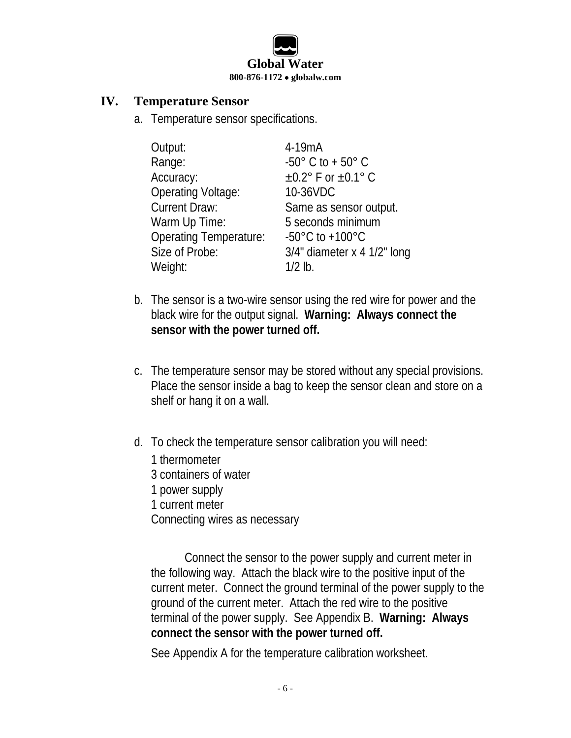## IV. Temperature Sensor

a. Temperature sensor specifications.

| | |
|---|---|
| Output: | 4-19mA |
| Range: | -50° C to + 50° C |
| Accuracy: | ±0.2° F or ±0.1° C |
| Operating Voltage: | 10-36VDC |
| Current Draw: | Same as sensor output. |
| Warm Up Time: | 5 seconds minimum |
| Operating Temperature: | -50°C to +100°C |
| Size of Probe: | 3/4" diameter x 4 1/2" long |
| Weight: | 1/2 lb. |

b. The sensor is a two-wire sensor using the red wire for power and the black wire for the output signal. **Warning: Always connect the sensor with the power turned off.**

c. The temperature sensor may be stored without any special provisions. Place the sensor inside a bag to keep the sensor clean and store on a shelf or hang it on a wall.

d. To check the temperature sensor calibration you will need:

   1 thermometer
   3 containers of water
   1 power supply
   1 current meter
   Connecting wires as necessary

   Connect the sensor to the power supply and current meter in the following way. Attach the black wire to the positive input of the current meter. Connect the ground terminal of the power supply to the ground of the current meter. Attach the red wire to the positive terminal of the power supply. See Appendix B. **Warning: Always connect the sensor with the power turned off.**

   See Appendix A for the temperature calibration worksheet.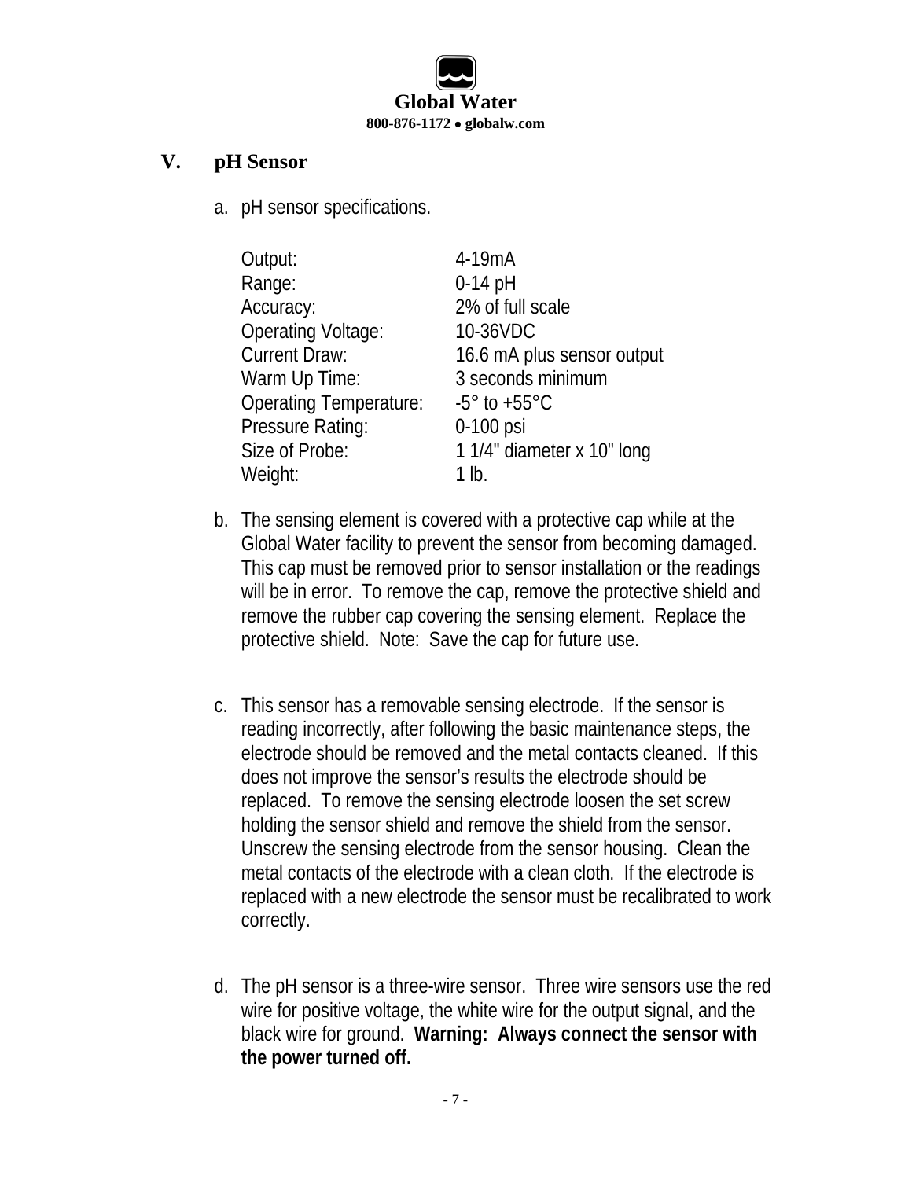## V. pH Sensor

a. pH sensor specifications.

| | |
|---|---|
| Output: | 4-19mA |
| Range: | 0-14 pH |
| Accuracy: | 2% of full scale |
| Operating Voltage: | 10-36VDC |
| Current Draw: | 16.6 mA plus sensor output |
| Warm Up Time: | 3 seconds minimum |
| Operating Temperature: | -5° to +55°C |
| Pressure Rating: | 0-100 psi |
| Size of Probe: | 1 1/4" diameter x 10" long |
| Weight: | 1 lb. |

b. The sensing element is covered with a protective cap while at the Global Water facility to prevent the sensor from becoming damaged. This cap must be removed prior to sensor installation or the readings will be in error. To remove the cap, remove the protective shield and remove the rubber cap covering the sensing element. Replace the protective shield. Note: Save the cap for future use.

c. This sensor has a removable sensing electrode. If the sensor is reading incorrectly, after following the basic maintenance steps, the electrode should be removed and the metal contacts cleaned. If this does not improve the sensor's results the electrode should be replaced. To remove the sensing electrode loosen the set screw holding the sensor shield and remove the shield from the sensor. Unscrew the sensing electrode from the sensor housing. Clean the metal contacts of the electrode with a clean cloth. If the electrode is replaced with a new electrode the sensor must be recalibrated to work correctly.

d. The pH sensor is a three-wire sensor. Three wire sensors use the red wire for positive voltage, the white wire for the output signal, and the black wire for ground. **Warning: Always connect the sensor with the power turned off.**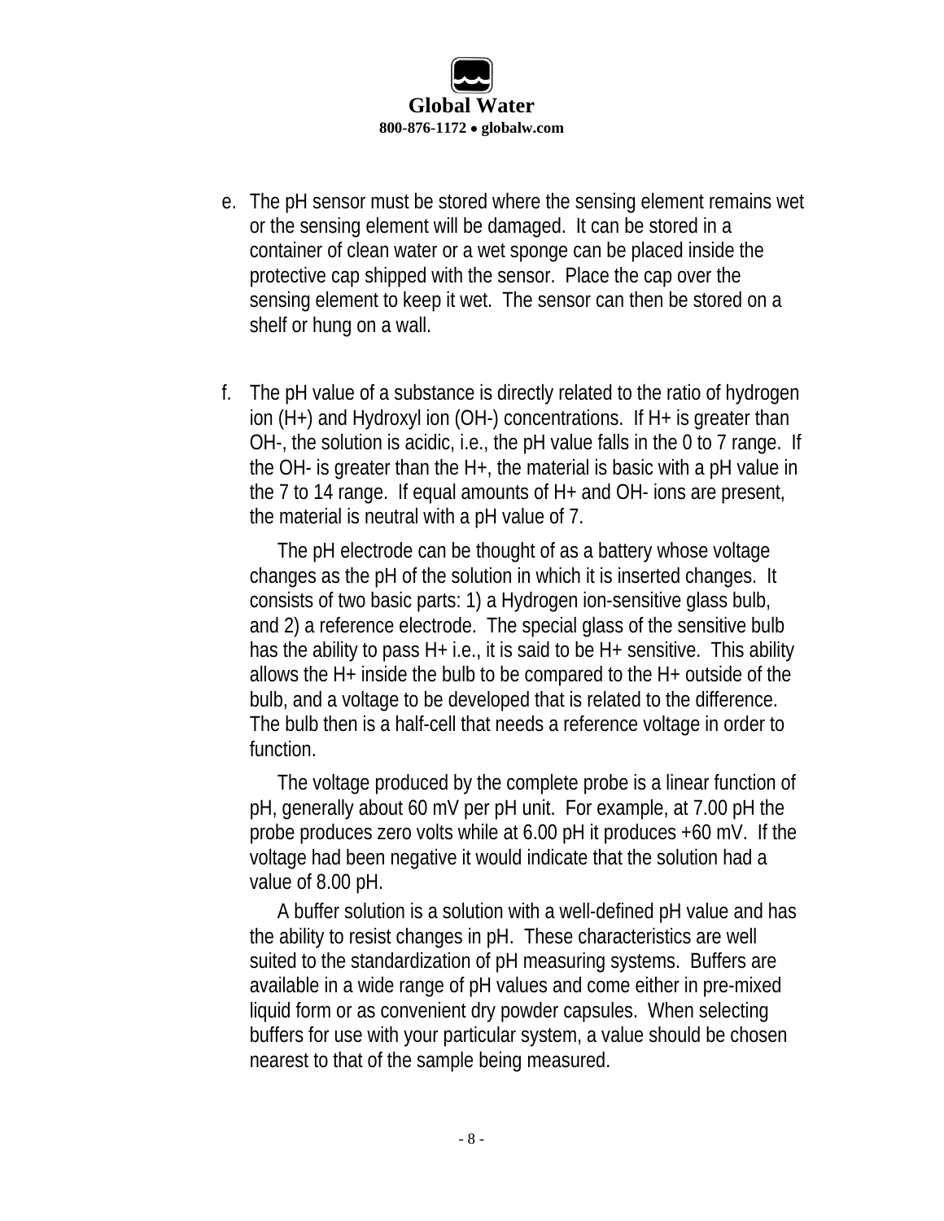e. The pH sensor must be stored where the sensing element remains wet or the sensing element will be damaged. It can be stored in a container of clean water or a wet sponge can be placed inside the protective cap shipped with the sensor. Place the cap over the sensing element to keep it wet. The sensor can then be stored on a shelf or hung on a wall.

f. The pH value of a substance is directly related to the ratio of hydrogen ion ($H^+$) and Hydroxyl ion ($OH^-$) concentrations. If $H^+$ is greater than $OH^-$, the solution is acidic, i.e., the pH value falls in the 0 to 7 range. If the $OH^-$ is greater than the $H^+$, the material is basic with a pH value in the 7 to 14 range. If equal amounts of $H^+$ and $OH^-$ ions are present, the material is neutral with a pH value of 7.

   The pH electrode can be thought of as a battery whose voltage changes as the pH of the solution in which it is inserted changes. It consists of two basic parts: 1) a Hydrogen ion-sensitive glass bulb, and 2) a reference electrode. The special glass of the sensitive bulb has the ability to pass $H^+$ i.e., it is said to be $H^+$ sensitive. This ability allows the $H^+$ inside the bulb to be compared to the $H^+$ outside of the bulb, and a voltage to be developed that is related to the difference. The bulb then is a half-cell that needs a reference voltage in order to function.

   The voltage produced by the complete probe is a linear function of pH, generally about 60 mV per pH unit. For example, at 7.00 pH the probe produces zero volts while at 6.00 pH it produces +60 mV. If the voltage had been negative it would indicate that the solution had a value of 8.00 pH.

   A buffer solution is a solution with a well-defined pH value and has the ability to resist changes in pH. These characteristics are well suited to the standardization of pH measuring systems. Buffers are available in a wide range of pH values and come either in pre-mixed liquid form or as convenient dry powder capsules. When selecting buffers for use with your particular system, a value should be chosen nearest to that of the sample being measured.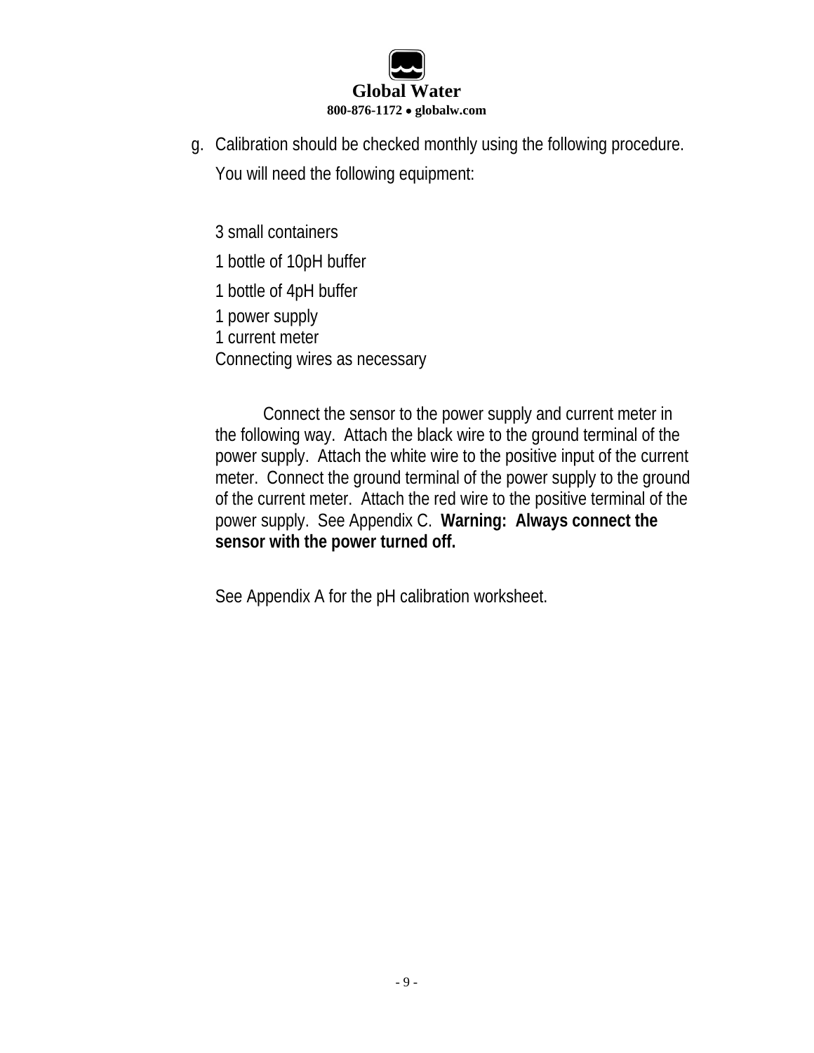g. Calibration should be checked monthly using the following procedure. You will need the following equipment:

   3 small containers
   1 bottle of 10pH buffer
   1 bottle of 4pH buffer
   1 power supply
   1 current meter
   Connecting wires as necessary

   Connect the sensor to the power supply and current meter in the following way. Attach the black wire to the ground terminal of the power supply. Attach the white wire to the positive input of the current meter. Connect the ground terminal of the power supply to the ground of the current meter. Attach the red wire to the positive terminal of the power supply. See Appendix C. **Warning: Always connect the sensor with the power turned off.**

   See Appendix A for the pH calibration worksheet.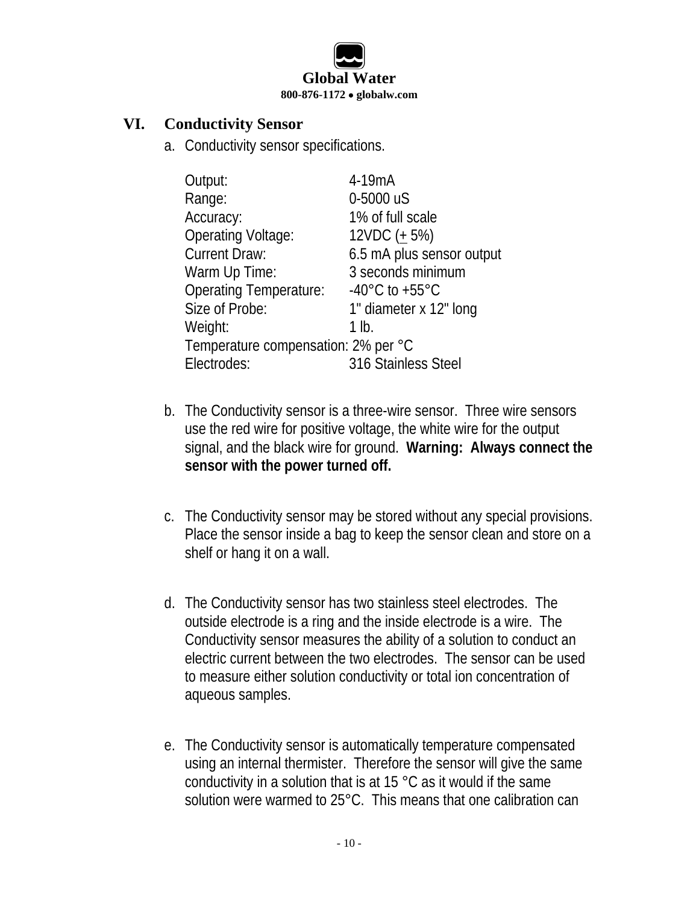## VI. Conductivity Sensor

a. Conductivity sensor specifications.

| | |
|---|---|
| Output: | 4-19mA |
| Range: | 0-5000 uS |
| Accuracy: | 1% of full scale |
| Operating Voltage: | 12VDC (± 5%) |
| Current Draw: | 6.5 mA plus sensor output |
| Warm Up Time: | 3 seconds minimum |
| Operating Temperature: | -40°C to +55°C |
| Size of Probe: | 1" diameter x 12" long |
| Weight: | 1 lb. |
| Temperature compensation: | 2% per °C |
| Electrodes: | 316 Stainless Steel |

b. The Conductivity sensor is a three-wire sensor. Three wire sensors use the red wire for positive voltage, the white wire for the output signal, and the black wire for ground. **Warning: Always connect the sensor with the power turned off.**

c. The Conductivity sensor may be stored without any special provisions. Place the sensor inside a bag to keep the sensor clean and store on a shelf or hang it on a wall.

d. The Conductivity sensor has two stainless steel electrodes. The outside electrode is a ring and the inside electrode is a wire. The Conductivity sensor measures the ability of a solution to conduct an electric current between the two electrodes. The sensor can be used to measure either solution conductivity or total ion concentration of aqueous samples.

e. The Conductivity sensor is automatically temperature compensated using an internal thermister. Therefore the sensor will give the same conductivity in a solution that is at 15 °C as it would if the same solution were warmed to 25°C. This means that one calibration can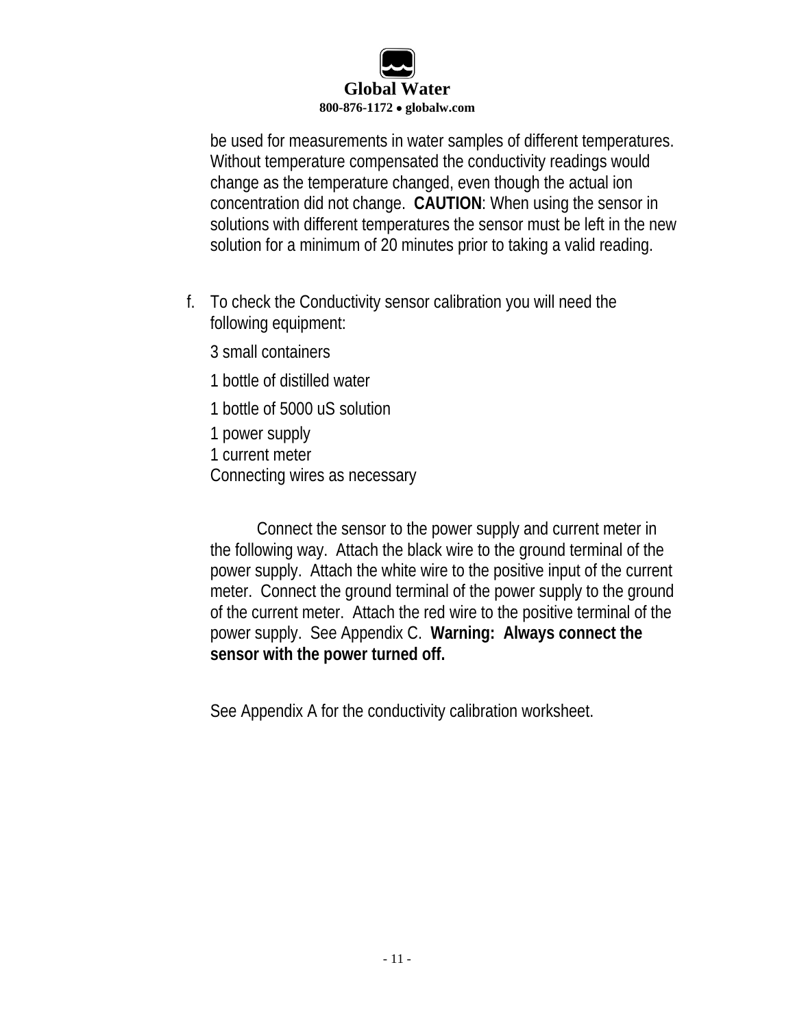be used for measurements in water samples of different temperatures. Without temperature compensated the conductivity readings would change as the temperature changed, even though the actual ion concentration did not change. **CAUTION**: When using the sensor in solutions with different temperatures the sensor must be left in the new solution for a minimum of 20 minutes prior to taking a valid reading.

f. To check the Conductivity sensor calibration you will need the following equipment:

   3 small containers

   1 bottle of distilled water

   1 bottle of 5000 uS solution

   1 power supply
   1 current meter
   Connecting wires as necessary

   Connect the sensor to the power supply and current meter in the following way. Attach the black wire to the ground terminal of the power supply. Attach the white wire to the positive input of the current meter. Connect the ground terminal of the power supply to the ground of the current meter. Attach the red wire to the positive terminal of the power supply. See Appendix C. **Warning: Always connect the sensor with the power turned off.**

   See Appendix A for the conductivity calibration worksheet.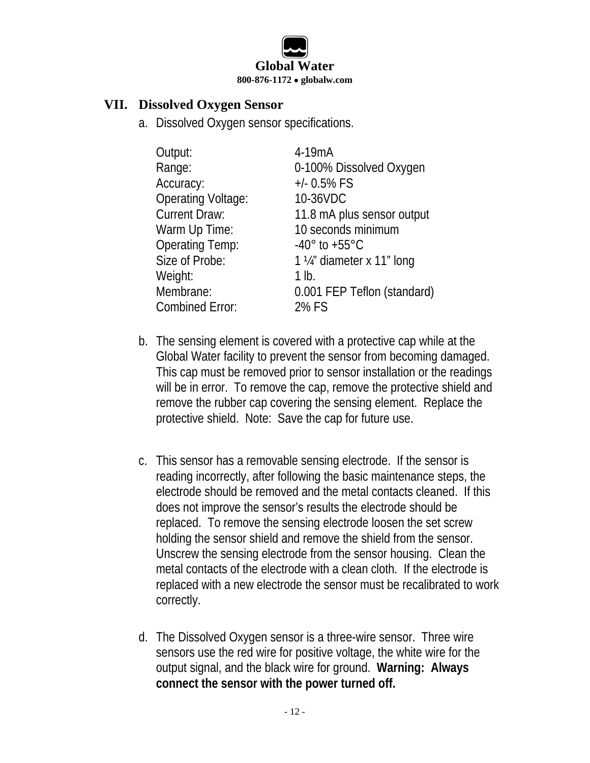## VII. Dissolved Oxygen Sensor

a. Dissolved Oxygen sensor specifications.

| | |
|---|---|
| Output: | 4-19mA |
| Range: | 0-100% Dissolved Oxygen |
| Accuracy: | +/- 0.5% FS |
| Operating Voltage: | 10-36VDC |
| Current Draw: | 11.8 mA plus sensor output |
| Warm Up Time: | 10 seconds minimum |
| Operating Temp: | -40° to +55°C |
| Size of Probe: | 1 ¼" diameter x 11" long |
| Weight: | 1 lb. |
| Membrane: | 0.001 FEP Teflon (standard) |
| Combined Error: | 2% FS |

b. The sensing element is covered with a protective cap while at the Global Water facility to prevent the sensor from becoming damaged. This cap must be removed prior to sensor installation or the readings will be in error. To remove the cap, remove the protective shield and remove the rubber cap covering the sensing element. Replace the protective shield. Note: Save the cap for future use.

c. This sensor has a removable sensing electrode. If the sensor is reading incorrectly, after following the basic maintenance steps, the electrode should be removed and the metal contacts cleaned. If this does not improve the sensor's results the electrode should be replaced. To remove the sensing electrode loosen the set screw holding the sensor shield and remove the shield from the sensor. Unscrew the sensing electrode from the sensor housing. Clean the metal contacts of the electrode with a clean cloth. If the electrode is replaced with a new electrode the sensor must be recalibrated to work correctly.

d. The Dissolved Oxygen sensor is a three-wire sensor. Three wire sensors use the red wire for positive voltage, the white wire for the output signal, and the black wire for ground. **Warning: Always connect the sensor with the power turned off.**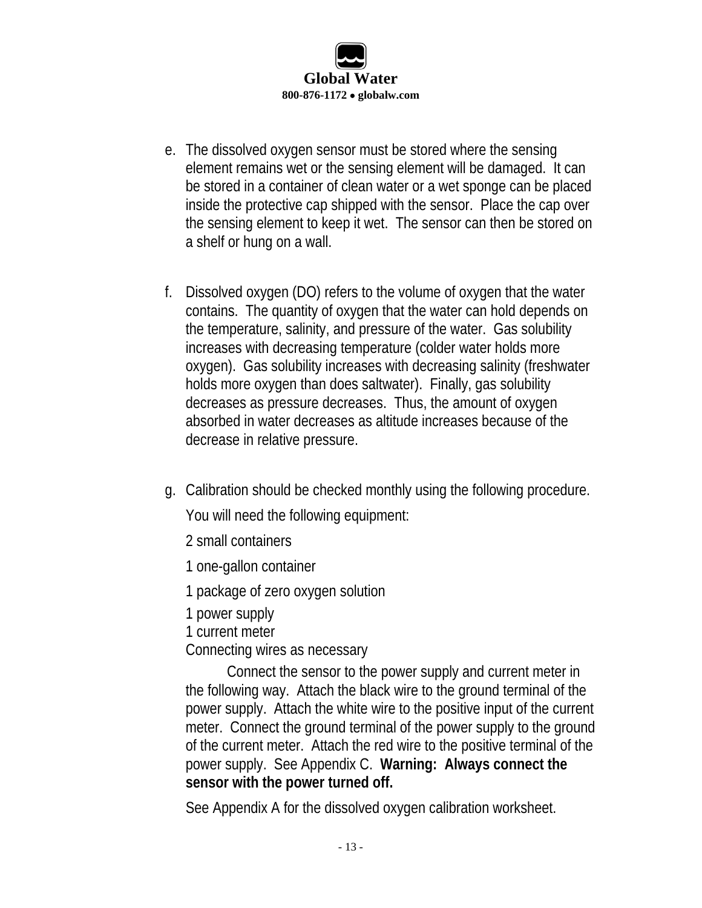e. The dissolved oxygen sensor must be stored where the sensing element remains wet or the sensing element will be damaged. It can be stored in a container of clean water or a wet sponge can be placed inside the protective cap shipped with the sensor. Place the cap over the sensing element to keep it wet. The sensor can then be stored on a shelf or hung on a wall.

f. Dissolved oxygen (DO) refers to the volume of oxygen that the water contains. The quantity of oxygen that the water can hold depends on the temperature, salinity, and pressure of the water. Gas solubility increases with decreasing temperature (colder water holds more oxygen). Gas solubility increases with decreasing salinity (freshwater holds more oxygen than does saltwater). Finally, gas solubility decreases as pressure decreases. Thus, the amount of oxygen absorbed in water decreases as altitude increases because of the decrease in relative pressure.

g. Calibration should be checked monthly using the following procedure.

   You will need the following equipment:

   2 small containers

   1 one-gallon container

   1 package of zero oxygen solution

   1 power supply
   1 current meter
   Connecting wires as necessary

   Connect the sensor to the power supply and current meter in the following way. Attach the black wire to the ground terminal of the power supply. Attach the white wire to the positive input of the current meter. Connect the ground terminal of the power supply to the ground of the current meter. Attach the red wire to the positive terminal of the power supply. See Appendix C. **Warning: Always connect the sensor with the power turned off.**

   See Appendix A for the dissolved oxygen calibration worksheet.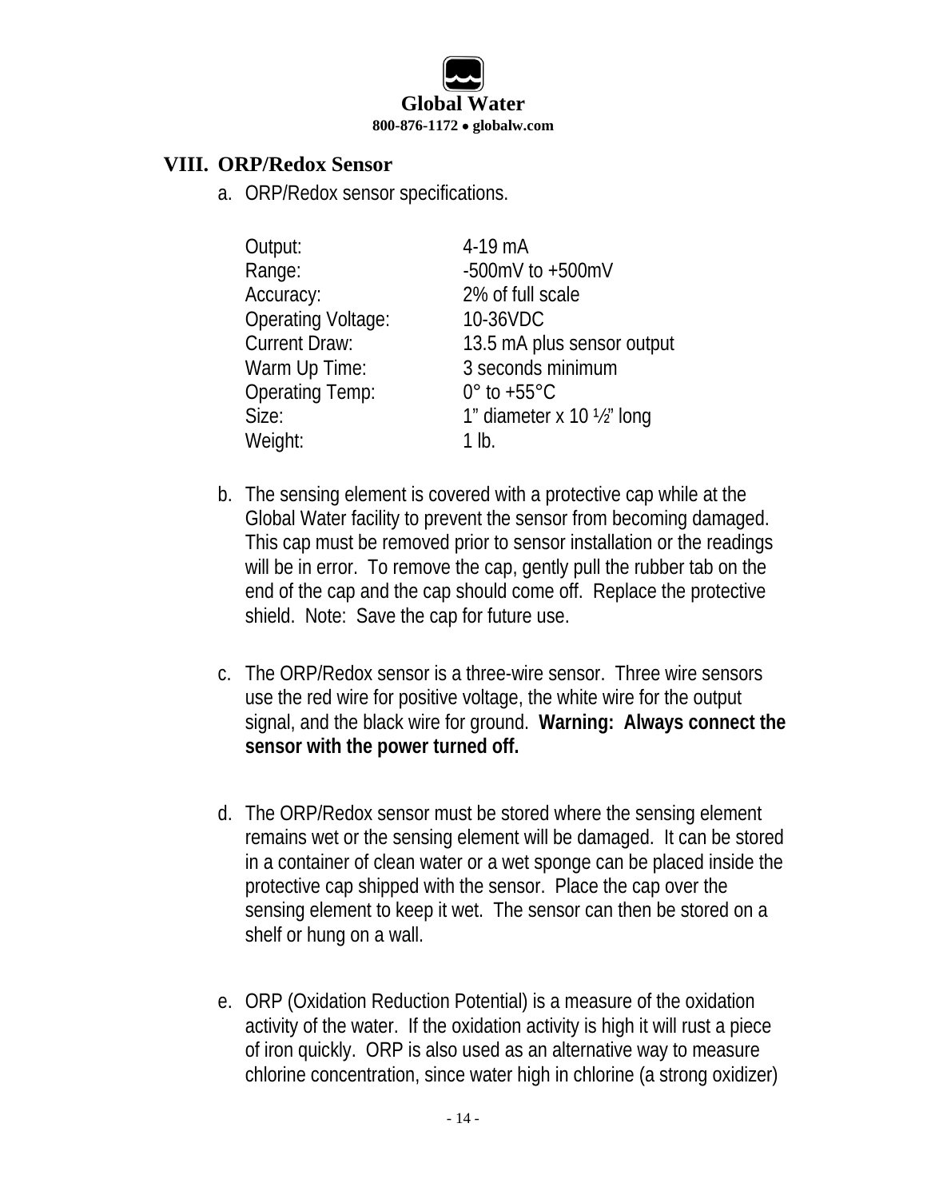## VIII. ORP/Redox Sensor

a. ORP/Redox sensor specifications.

| | |
|---|---|
| Output: | 4-19 mA |
| Range: | -500mV to +500mV |
| Accuracy: | 2% of full scale |
| Operating Voltage: | 10-36VDC |
| Current Draw: | 13.5 mA plus sensor output |
| Warm Up Time: | 3 seconds minimum |
| Operating Temp: | 0° to +55°C |
| Size: | 1" diameter x 10 ½" long |
| Weight: | 1 lb. |

b. The sensing element is covered with a protective cap while at the Global Water facility to prevent the sensor from becoming damaged. This cap must be removed prior to sensor installation or the readings will be in error. To remove the cap, gently pull the rubber tab on the end of the cap and the cap should come off. Replace the protective shield. Note: Save the cap for future use.

c. The ORP/Redox sensor is a three-wire sensor. Three wire sensors use the red wire for positive voltage, the white wire for the output signal, and the black wire for ground. **Warning: Always connect the sensor with the power turned off.**

d. The ORP/Redox sensor must be stored where the sensing element remains wet or the sensing element will be damaged. It can be stored in a container of clean water or a wet sponge can be placed inside the protective cap shipped with the sensor. Place the cap over the sensing element to keep it wet. The sensor can then be stored on a shelf or hung on a wall.

e. ORP (Oxidation Reduction Potential) is a measure of the oxidation activity of the water. If the oxidation activity is high it will rust a piece of iron quickly. ORP is also used as an alternative way to measure chlorine concentration, since water high in chlorine (a strong oxidizer)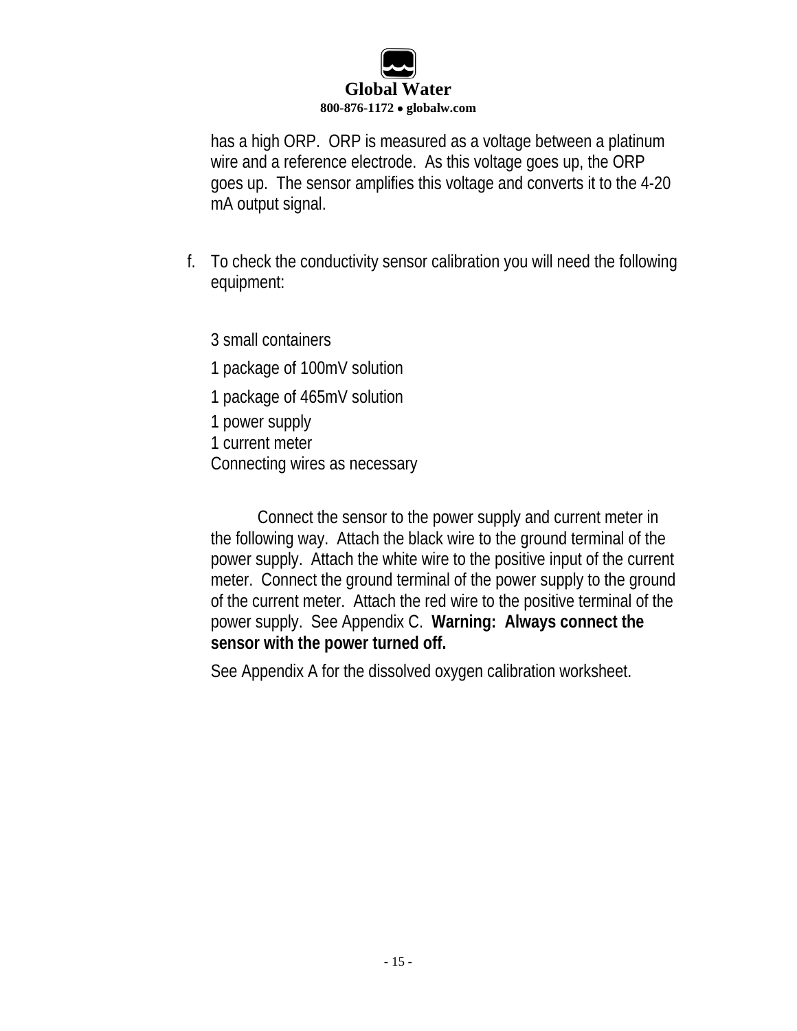has a high ORP. ORP is measured as a voltage between a platinum wire and a reference electrode. As this voltage goes up, the ORP goes up. The sensor amplifies this voltage and converts it to the 4-20 mA output signal.

f. To check the conductivity sensor calibration you will need the following equipment:

3 small containers
1 package of 100mV solution
1 package of 465mV solution
1 power supply
1 current meter
Connecting wires as necessary

Connect the sensor to the power supply and current meter in the following way. Attach the black wire to the ground terminal of the power supply. Attach the white wire to the positive input of the current meter. Connect the ground terminal of the power supply to the ground of the current meter. Attach the red wire to the positive terminal of the power supply. See Appendix C. **Warning: Always connect the sensor with the power turned off.**

See Appendix A for the dissolved oxygen calibration worksheet.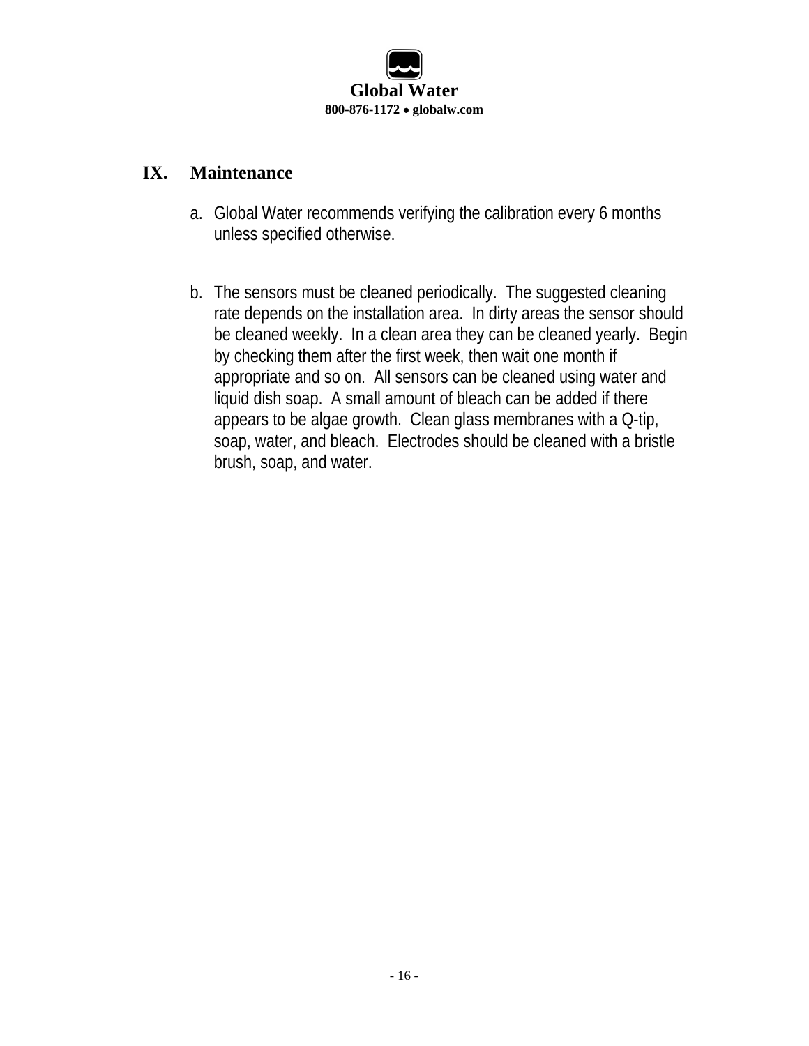## IX. Maintenance

a. Global Water recommends verifying the calibration every 6 months unless specified otherwise.

b. The sensors must be cleaned periodically. The suggested cleaning rate depends on the installation area. In dirty areas the sensor should be cleaned weekly. In a clean area they can be cleaned yearly. Begin by checking them after the first week, then wait one month if appropriate and so on. All sensors can be cleaned using water and liquid dish soap. A small amount of bleach can be added if there appears to be algae growth. Clean glass membranes with a Q-tip, soap, water, and bleach. Electrodes should be cleaned with a bristle brush, soap, and water.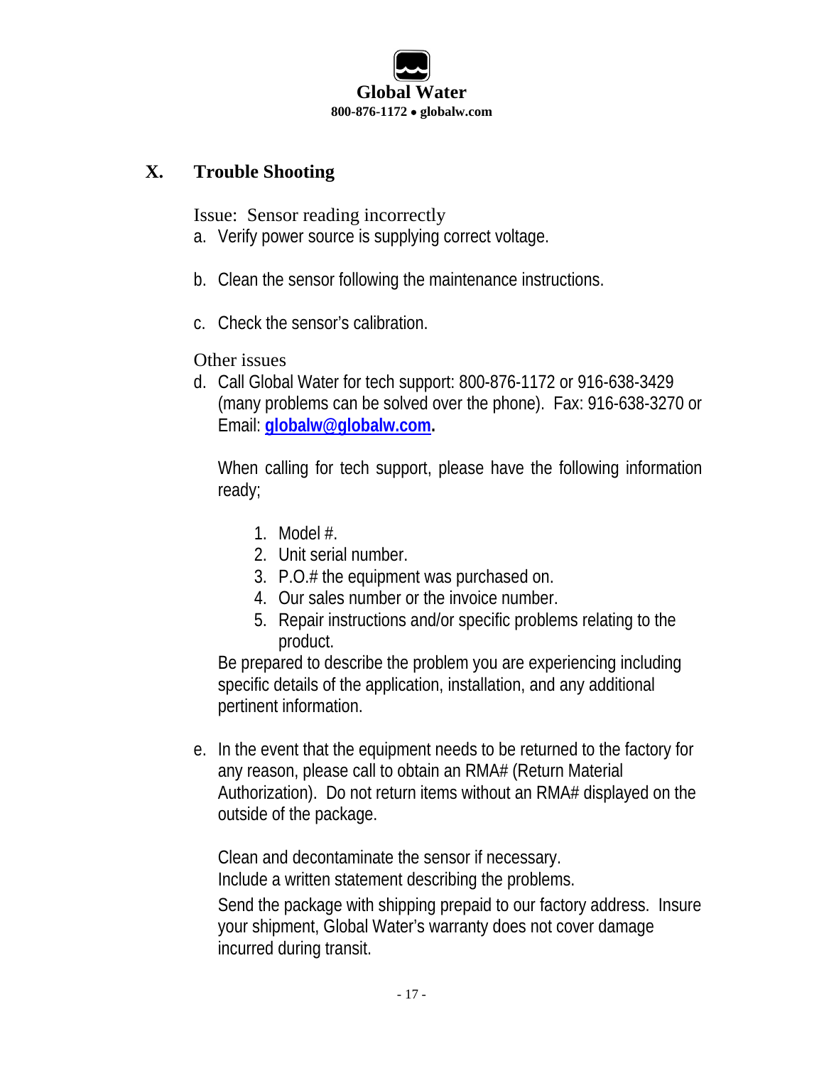## X. Trouble Shooting

Issue: Sensor reading incorrectly

a. Verify power source is supplying correct voltage.

b. Clean the sensor following the maintenance instructions.

c. Check the sensor's calibration.

Other issues

d. Call Global Water for tech support: 800-876-1172 or 916-638-3429 (many problems can be solved over the phone). Fax: 916-638-3270 or Email: **globalw@globalw.com.**

   When calling for tech support, please have the following information ready;

   1. Model #.
   2. Unit serial number.
   3. P.O.# the equipment was purchased on.
   4. Our sales number or the invoice number.
   5. Repair instructions and/or specific problems relating to the product.

   Be prepared to describe the problem you are experiencing including specific details of the application, installation, and any additional pertinent information.

e. In the event that the equipment needs to be returned to the factory for any reason, please call to obtain an RMA# (Return Material Authorization). Do not return items without an RMA# displayed on the outside of the package.

   Clean and decontaminate the sensor if necessary.
   Include a written statement describing the problems.
   Send the package with shipping prepaid to our factory address. Insure your shipment, Global Water's warranty does not cover damage incurred during transit.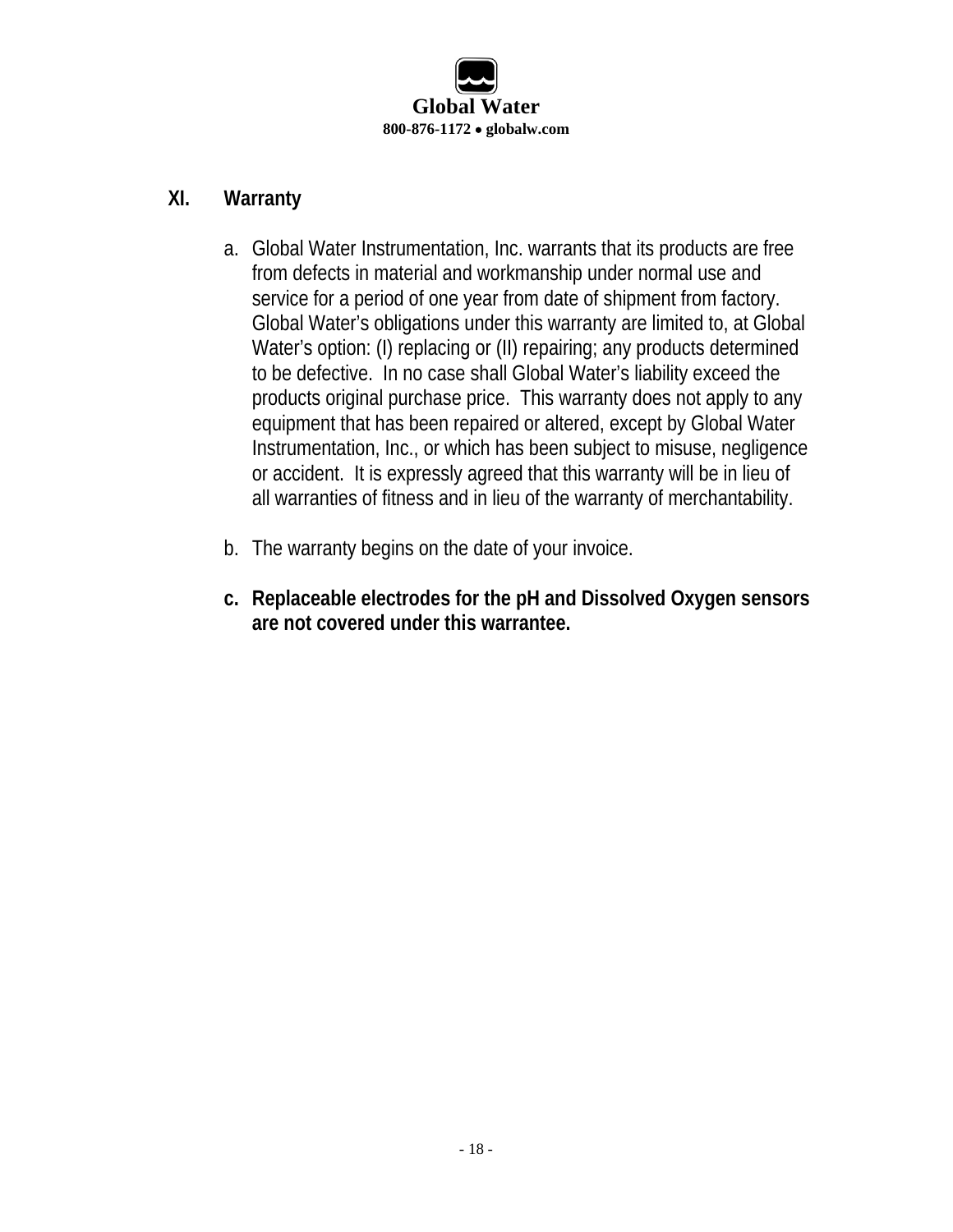## XI. Warranty

a. Global Water Instrumentation, Inc. warrants that its products are free from defects in material and workmanship under normal use and service for a period of one year from date of shipment from factory. Global Water's obligations under this warranty are limited to, at Global Water's option: (I) replacing or (II) repairing; any products determined to be defective. In no case shall Global Water's liability exceed the products original purchase price. This warranty does not apply to any equipment that has been repaired or altered, except by Global Water Instrumentation, Inc., or which has been subject to misuse, negligence or accident. It is expressly agreed that this warranty will be in lieu of all warranties of fitness and in lieu of the warranty of merchantability.

b. The warranty begins on the date of your invoice.

**c. Replaceable electrodes for the pH and Dissolved Oxygen sensors are not covered under this warrantee.**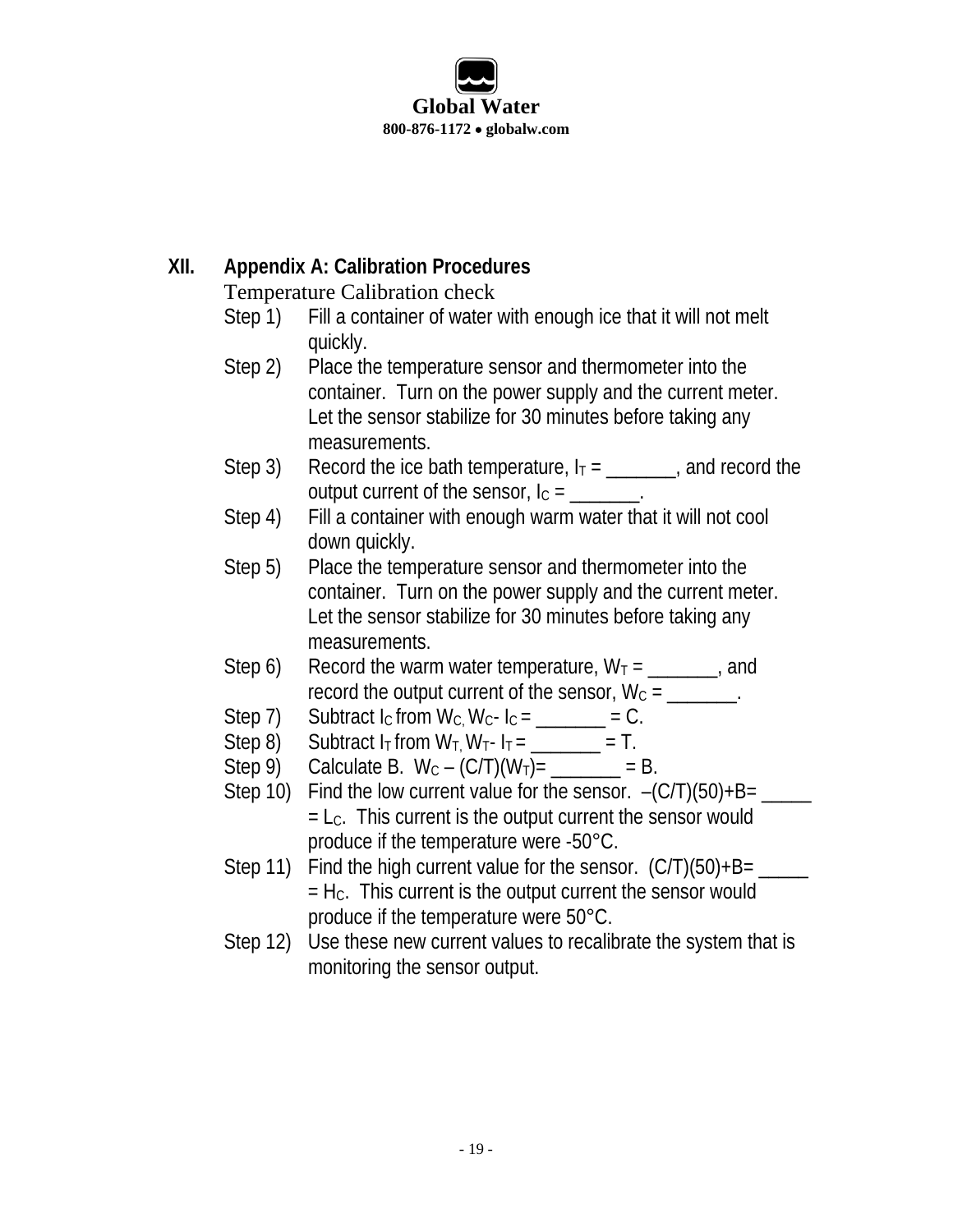## XII. Appendix A: Calibration Procedures

Temperature Calibration check

Step 1) Fill a container of water with enough ice that it will not melt quickly.

Step 2) Place the temperature sensor and thermometer into the container. Turn on the power supply and the current meter. Let the sensor stabilize for 30 minutes before taking any measurements.

Step 3) Record the ice bath temperature, $I_T$ = _______, and record the output current of the sensor, $I_C$ = _______.

Step 4) Fill a container with enough warm water that it will not cool down quickly.

Step 5) Place the temperature sensor and thermometer into the container. Turn on the power supply and the current meter. Let the sensor stabilize for 30 minutes before taking any measurements.

Step 6) Record the warm water temperature, $W_T$ = _______, and record the output current of the sensor, $W_C$ = _______.

Step 7) Subtract $I_C$ from $W_C$, $W_C - I_C$ = _______ = C.

Step 8) Subtract $I_T$ from $W_T$, $W_T - I_T$ = _______ = T.

Step 9) Calculate B. $W_C - (C/T)(W_T)$= _______ = B.

Step 10) Find the low current value for the sensor. $-(C/T)(50)+B$= _____ = $L_C$. This current is the output current the sensor would produce if the temperature were -50°C.

Step 11) Find the high current value for the sensor. $(C/T)(50)+B$= _____ = $H_C$. This current is the output current the sensor would produce if the temperature were 50°C.

Step 12) Use these new current values to recalibrate the system that is monitoring the sensor output.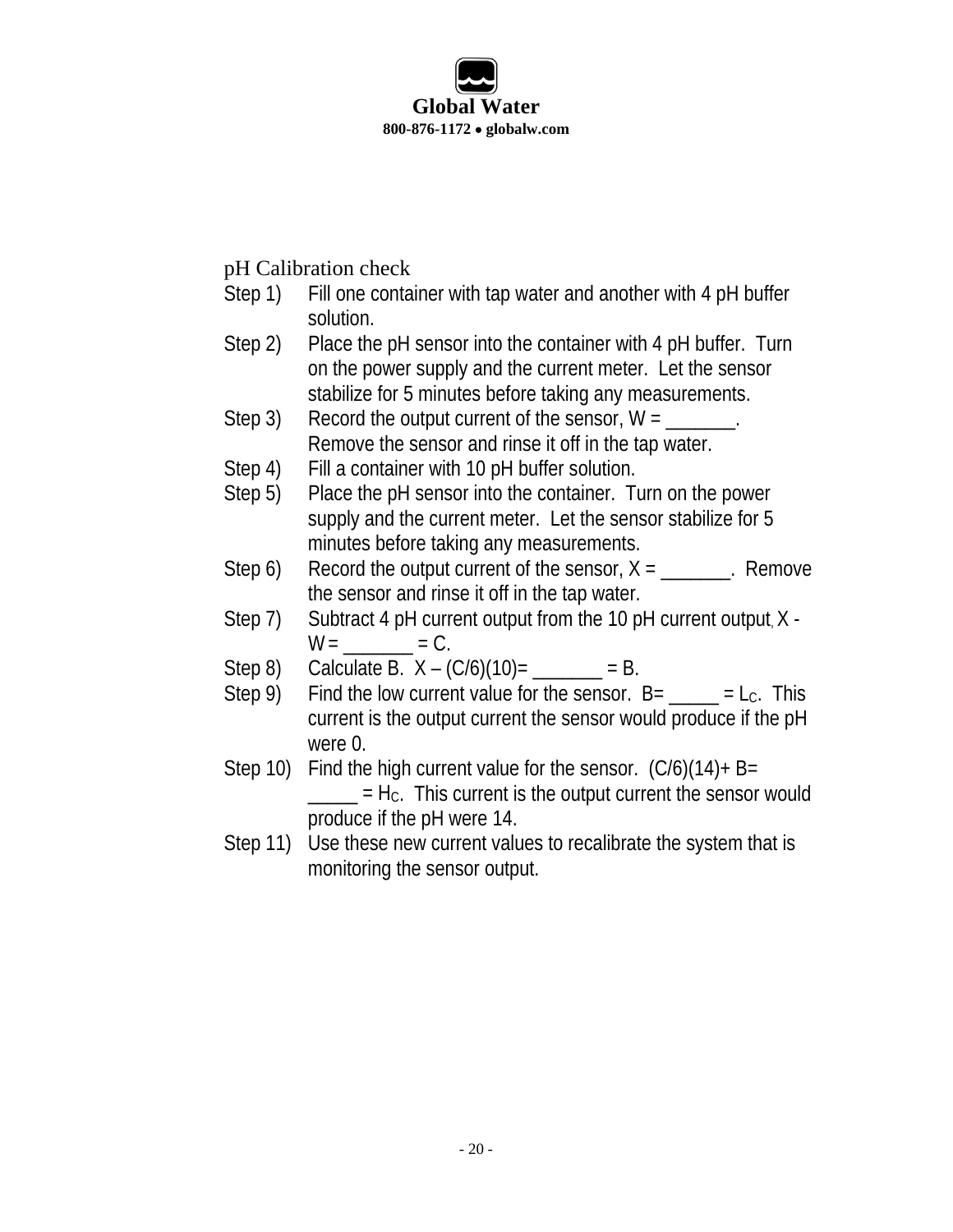pH Calibration check

Step 1) Fill one container with tap water and another with 4 pH buffer solution.

Step 2) Place the pH sensor into the container with 4 pH buffer. Turn on the power supply and the current meter. Let the sensor stabilize for 5 minutes before taking any measurements.

Step 3) Record the output current of the sensor, W = _______. Remove the sensor and rinse it off in the tap water.

Step 4) Fill a container with 10 pH buffer solution.

Step 5) Place the pH sensor into the container. Turn on the power supply and the current meter. Let the sensor stabilize for 5 minutes before taking any measurements.

Step 6) Record the output current of the sensor, X = _______. Remove the sensor and rinse it off in the tap water.

Step 7) Subtract 4 pH current output from the 10 pH current output, X - W = _______ = C.

Step 8) Calculate B. X – (C/6)(10)= _______ = B.

Step 9) Find the low current value for the sensor. B= _____ = $L_C$. This current is the output current the sensor would produce if the pH were 0.

Step 10) Find the high current value for the sensor. (C/6)(14)+ B= _____ = $H_C$. This current is the output current the sensor would produce if the pH were 14.

Step 11) Use these new current values to recalibrate the system that is monitoring the sensor output.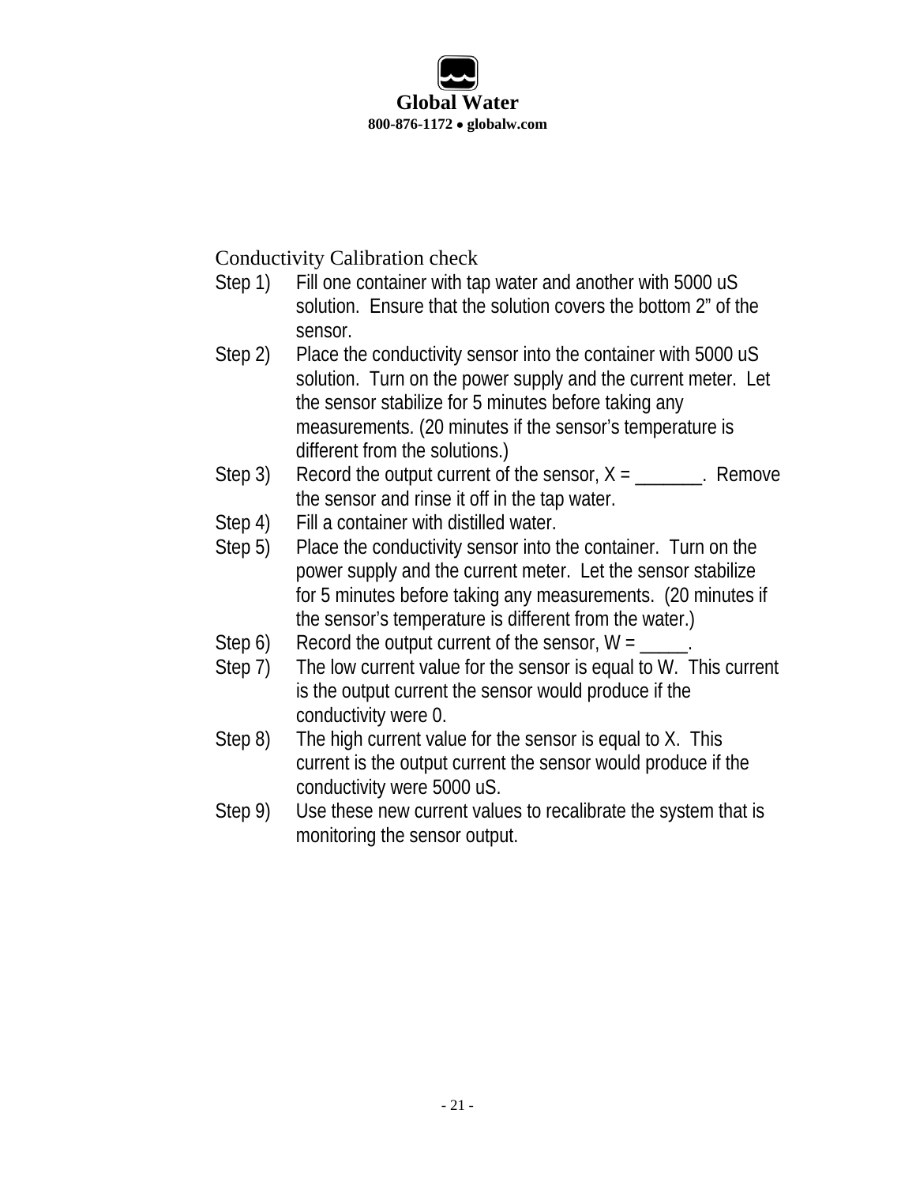## Conductivity Calibration check

Step 1) Fill one container with tap water and another with 5000 uS solution. Ensure that the solution covers the bottom 2" of the sensor.

Step 2) Place the conductivity sensor into the container with 5000 uS solution. Turn on the power supply and the current meter. Let the sensor stabilize for 5 minutes before taking any measurements. (20 minutes if the sensor's temperature is different from the solutions.)

Step 3) Record the output current of the sensor, X = _______. Remove the sensor and rinse it off in the tap water.

Step 4) Fill a container with distilled water.

Step 5) Place the conductivity sensor into the container. Turn on the power supply and the current meter. Let the sensor stabilize for 5 minutes before taking any measurements. (20 minutes if the sensor's temperature is different from the water.)

Step 6) Record the output current of the sensor, W = _____.

Step 7) The low current value for the sensor is equal to W. This current is the output current the sensor would produce if the conductivity were 0.

Step 8) The high current value for the sensor is equal to X. This current is the output current the sensor would produce if the conductivity were 5000 uS.

Step 9) Use these new current values to recalibrate the system that is monitoring the sensor output.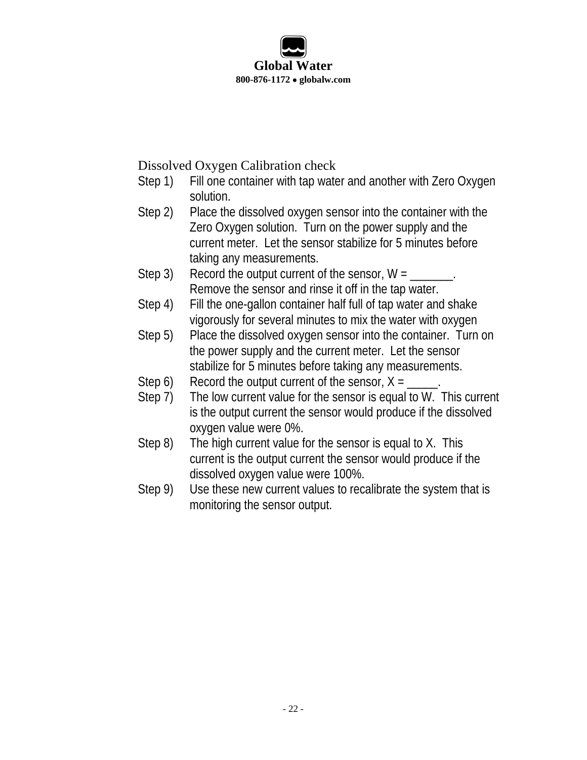## Dissolved Oxygen Calibration check

Step 1) Fill one container with tap water and another with Zero Oxygen solution.

Step 2) Place the dissolved oxygen sensor into the container with the Zero Oxygen solution. Turn on the power supply and the current meter. Let the sensor stabilize for 5 minutes before taking any measurements.

Step 3) Record the output current of the sensor, W = _______. Remove the sensor and rinse it off in the tap water.

Step 4) Fill the one-gallon container half full of tap water and shake vigorously for several minutes to mix the water with oxygen

Step 5) Place the dissolved oxygen sensor into the container. Turn on the power supply and the current meter. Let the sensor stabilize for 5 minutes before taking any measurements.

Step 6) Record the output current of the sensor, X = _____.

Step 7) The low current value for the sensor is equal to W. This current is the output current the sensor would produce if the dissolved oxygen value were 0%.

Step 8) The high current value for the sensor is equal to X. This current is the output current the sensor would produce if the dissolved oxygen value were 100%.

Step 9) Use these new current values to recalibrate the system that is monitoring the sensor output.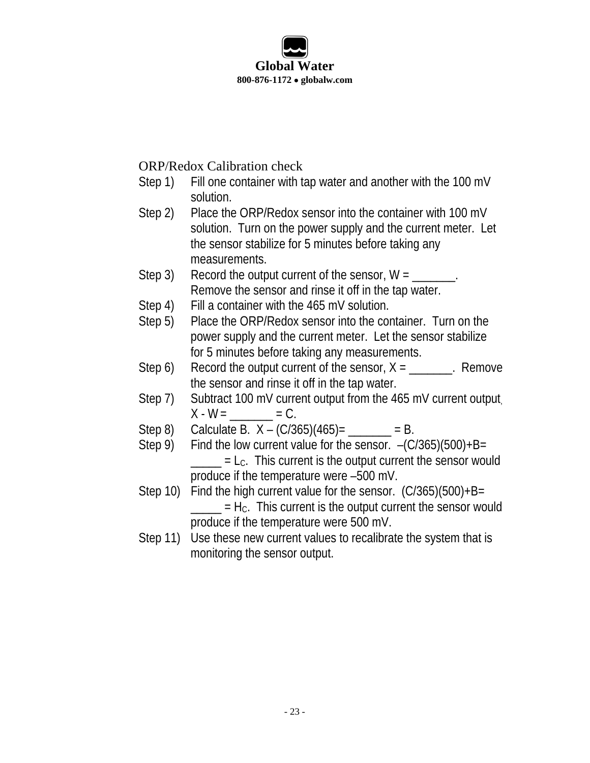ORP/Redox Calibration check

Step 1) Fill one container with tap water and another with the 100 mV solution.

Step 2) Place the ORP/Redox sensor into the container with 100 mV solution. Turn on the power supply and the current meter. Let the sensor stabilize for 5 minutes before taking any measurements.

Step 3) Record the output current of the sensor, W = _______. Remove the sensor and rinse it off in the tap water.

Step 4) Fill a container with the 465 mV solution.

Step 5) Place the ORP/Redox sensor into the container. Turn on the power supply and the current meter. Let the sensor stabilize for 5 minutes before taking any measurements.

Step 6) Record the output current of the sensor, X = _______. Remove the sensor and rinse it off in the tap water.

Step 7) Subtract 100 mV current output from the 465 mV current output, X - W = _______ = C.

Step 8) Calculate B. X – (C/365)(465)= _______ = B.

Step 9) Find the low current value for the sensor. –(C/365)(500)+B= _____ = $L_C$. This current is the output current the sensor would produce if the temperature were –500 mV.

Step 10) Find the high current value for the sensor. (C/365)(500)+B= _____ = $H_C$. This current is the output current the sensor would produce if the temperature were 500 mV.

Step 11) Use these new current values to recalibrate the system that is monitoring the sensor output.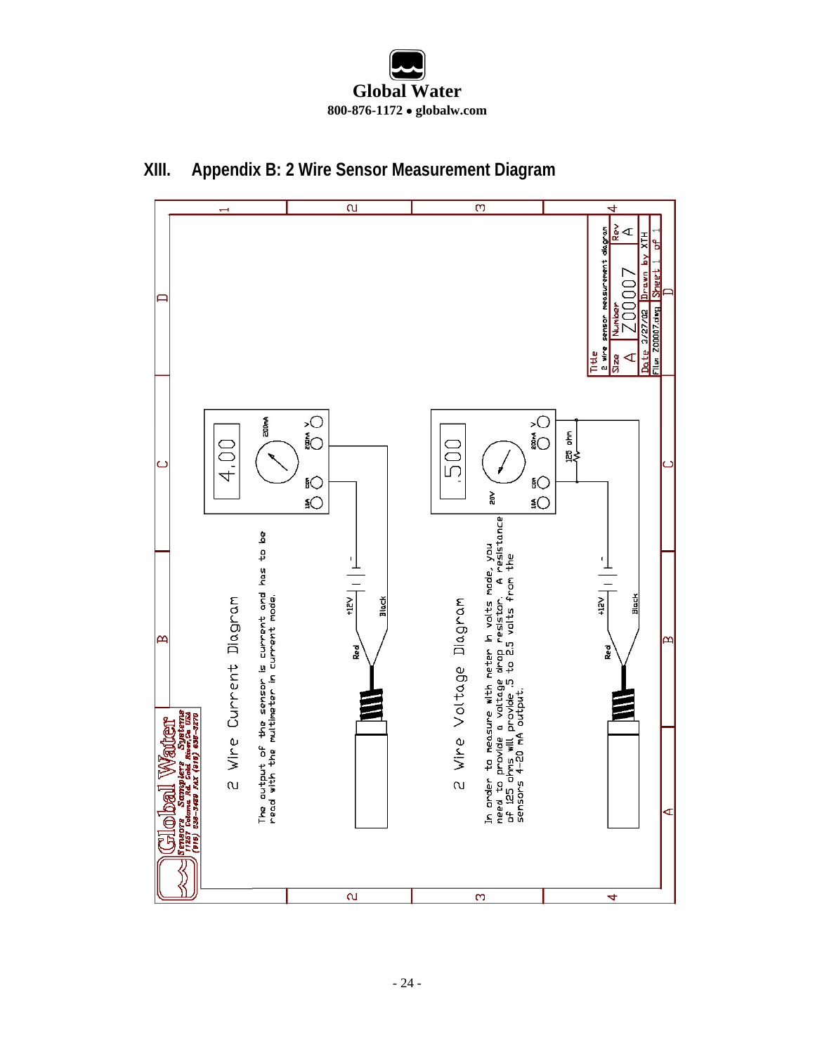# XIII. Appendix B: 2 Wire Sensor Measurement Diagram

2 Wire Current Diagram

The output of the sensor is current and has to be read with the multimeter in current mode.

2 Wire Voltage Diagram

In order to measure with meter in volts mode, you need to provide a voltage drop resistor. A resistance of 125 ohms will provide .5 to 2.5 volts from the sensors 4-20 mA output.

4.00

.500

+12V

Red

Black

125 ohm

200mA

V

COM

10A

20V

Title: 2 wire sensor measurement diagram

Size: A | Number: Z00007 | Rev: A

Date: 3/27/02 | Drawn by: XTH

File: Z00007.dwg | Sheet 1 of 1

Global Water Sensors Samplers Systems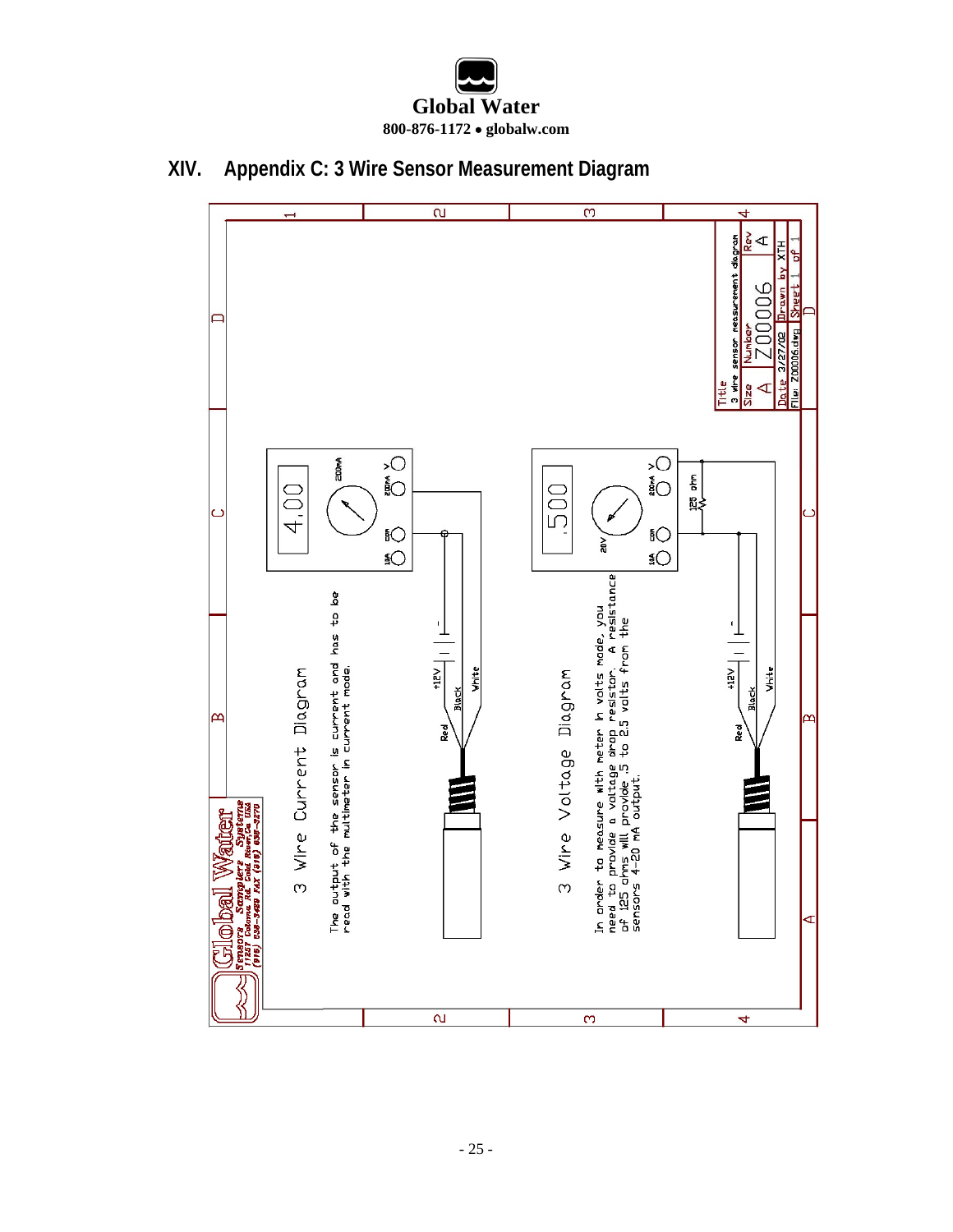## XIV. Appendix C: 3 Wire Sensor Measurement Diagram

### 3 Wire Current Diagram

The output of the sensor is current and has to be read with the multimeter in current mode.

4.00

200mA | COM | 10A | V | 200mA

+12V | Red | Black | White

### 3 Wire Voltage Diagram

In order to measure with meter in volts mode, you need to provide a voltage drop resistor. A resistance of 125 ohms will provide .5 to 2.5 volts from the sensors 4-20 mA output.

.500

20V | COM | 10A | V | 200mA

125 ohm

+12V | Red | Black | White

Global Water Sensors Samplers Systems 11257 Coloma Rd. Gold River, Ca USA (916) 638-3429 FAX (916) 638-3270

| Title | | |
|---|---|---|
| 3 wire sensor measurement diagram | | |
| Size | Number | Rev |
| A | Z00006 | A |
| Date 2/27/02 | Drawn by XTH | |
| File: Z00006.dwg | Sheet 1 of 1 | |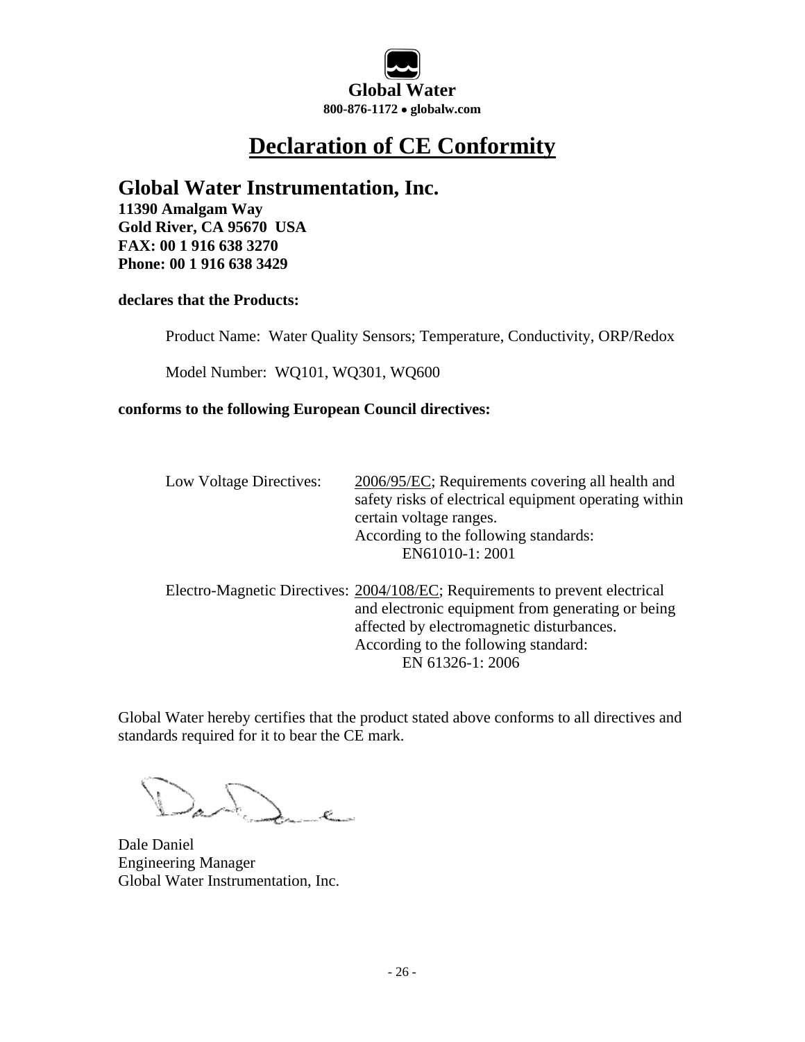**Global Water**
**800-876-1172 • globalw.com**

# Declaration of CE Conformity

## Global Water Instrumentation, Inc.

**11390 Amalgam Way**
**Gold River, CA 95670 USA**
**FAX: 00 1 916 638 3270**
**Phone: 00 1 916 638 3429**

**declares that the Products:**

Product Name: Water Quality Sensors; Temperature, Conductivity, ORP/Redox

Model Number: WQ101, WQ301, WQ600

**conforms to the following European Council directives:**

Low Voltage Directives: 2006/95/EC; Requirements covering all health and safety risks of electrical equipment operating within certain voltage ranges.
According to the following standards:
EN61010-1: 2001

Electro-Magnetic Directives: 2004/108/EC; Requirements to prevent electrical and electronic equipment from generating or being affected by electromagnetic disturbances.
According to the following standard:
EN 61326-1: 2006

Global Water hereby certifies that the product stated above conforms to all directives and standards required for it to bear the CE mark.

Dale Daniel
Engineering Manager
Global Water Instrumentation, Inc.